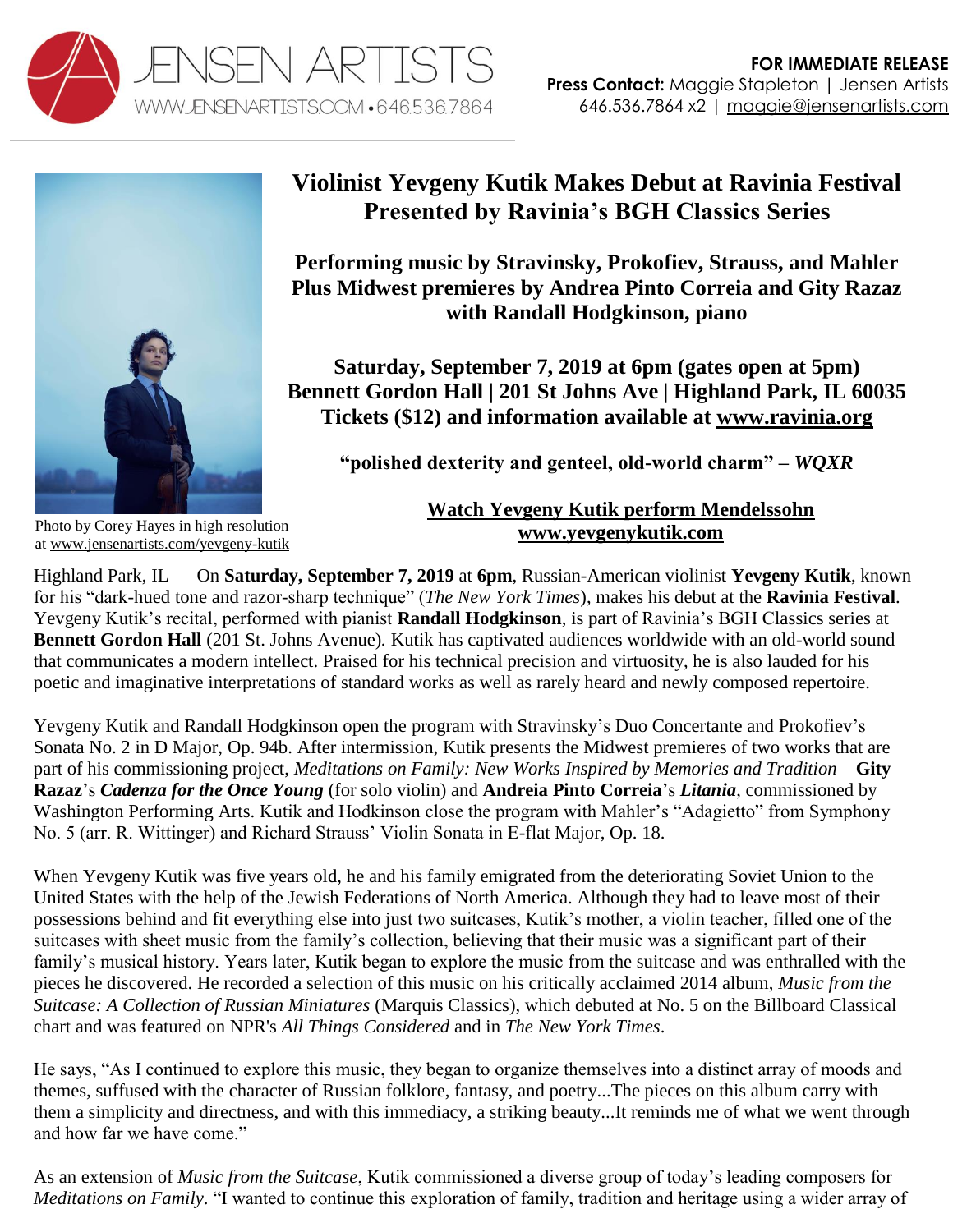JENSEN ARTISTS
WWW.JENSENARTISTS.COM • 646.536.7864

**FOR IMMEDIATE RELEASE**
**Press Contact:** Maggie Stapleton | Jensen Artists
646.536.7864 x2 | maggie@jensenartists.com

# Violinist Yevgeny Kutik Makes Debut at Ravinia Festival Presented by Ravinia's BGH Classics Series

## Performing music by Stravinsky, Prokofiev, Strauss, and Mahler Plus Midwest premieres by Andrea Pinto Correia and Gity Razaz with Randall Hodgkinson, piano

**Saturday, September 7, 2019 at 6pm (gates open at 5pm)**
**Bennett Gordon Hall | 201 St Johns Ave | Highland Park, IL 60035**
**Tickets ($12) and information available at www.ravinia.org**

**"polished dexterity and genteel, old-world charm" – *WQXR***

**Watch Yevgeny Kutik perform Mendelssohn**
**www.yevgenykutik.com**

Photo by Corey Hayes in high resolution at www.jensenartists.com/yevgeny-kutik

Highland Park, IL — On **Saturday, September 7, 2019** at **6pm**, Russian-American violinist **Yevgeny Kutik**, known for his "dark-hued tone and razor-sharp technique" (*The New York Times*), makes his debut at the **Ravinia Festival**. Yevgeny Kutik's recital, performed with pianist **Randall Hodgkinson**, is part of Ravinia's BGH Classics series at **Bennett Gordon Hall** (201 St. Johns Avenue). Kutik has captivated audiences worldwide with an old-world sound that communicates a modern intellect. Praised for his technical precision and virtuosity, he is also lauded for his poetic and imaginative interpretations of standard works as well as rarely heard and newly composed repertoire.

Yevgeny Kutik and Randall Hodgkinson open the program with Stravinsky's Duo Concertante and Prokofiev's Sonata No. 2 in D Major, Op. 94b. After intermission, Kutik presents the Midwest premieres of two works that are part of his commissioning project, *Meditations on Family: New Works Inspired by Memories and Tradition* – **Gity Razaz**'s ***Cadenza for the Once Young*** (for solo violin) and **Andreia Pinto Correia**'s ***Litania***, commissioned by Washington Performing Arts. Kutik and Hodkinson close the program with Mahler's "Adagietto" from Symphony No. 5 (arr. R. Wittinger) and Richard Strauss' Violin Sonata in E-flat Major, Op. 18.

When Yevgeny Kutik was five years old, he and his family emigrated from the deteriorating Soviet Union to the United States with the help of the Jewish Federations of North America. Although they had to leave most of their possessions behind and fit everything else into just two suitcases, Kutik's mother, a violin teacher, filled one of the suitcases with sheet music from the family's collection, believing that their music was a significant part of their family's musical history. Years later, Kutik began to explore the music from the suitcase and was enthralled with the pieces he discovered. He recorded a selection of this music on his critically acclaimed 2014 album, *Music from the Suitcase: A Collection of Russian Miniatures* (Marquis Classics), which debuted at No. 5 on the Billboard Classical chart and was featured on NPR's *All Things Considered* and in *The New York Times*.

He says, "As I continued to explore this music, they began to organize themselves into a distinct array of moods and themes, suffused with the character of Russian folklore, fantasy, and poetry...The pieces on this album carry with them a simplicity and directness, and with this immediacy, a striking beauty...It reminds me of what we went through and how far we have come."

As an extension of *Music from the Suitcase*, Kutik commissioned a diverse group of today's leading composers for *Meditations on Family*. "I wanted to continue this exploration of family, tradition and heritage using a wider array of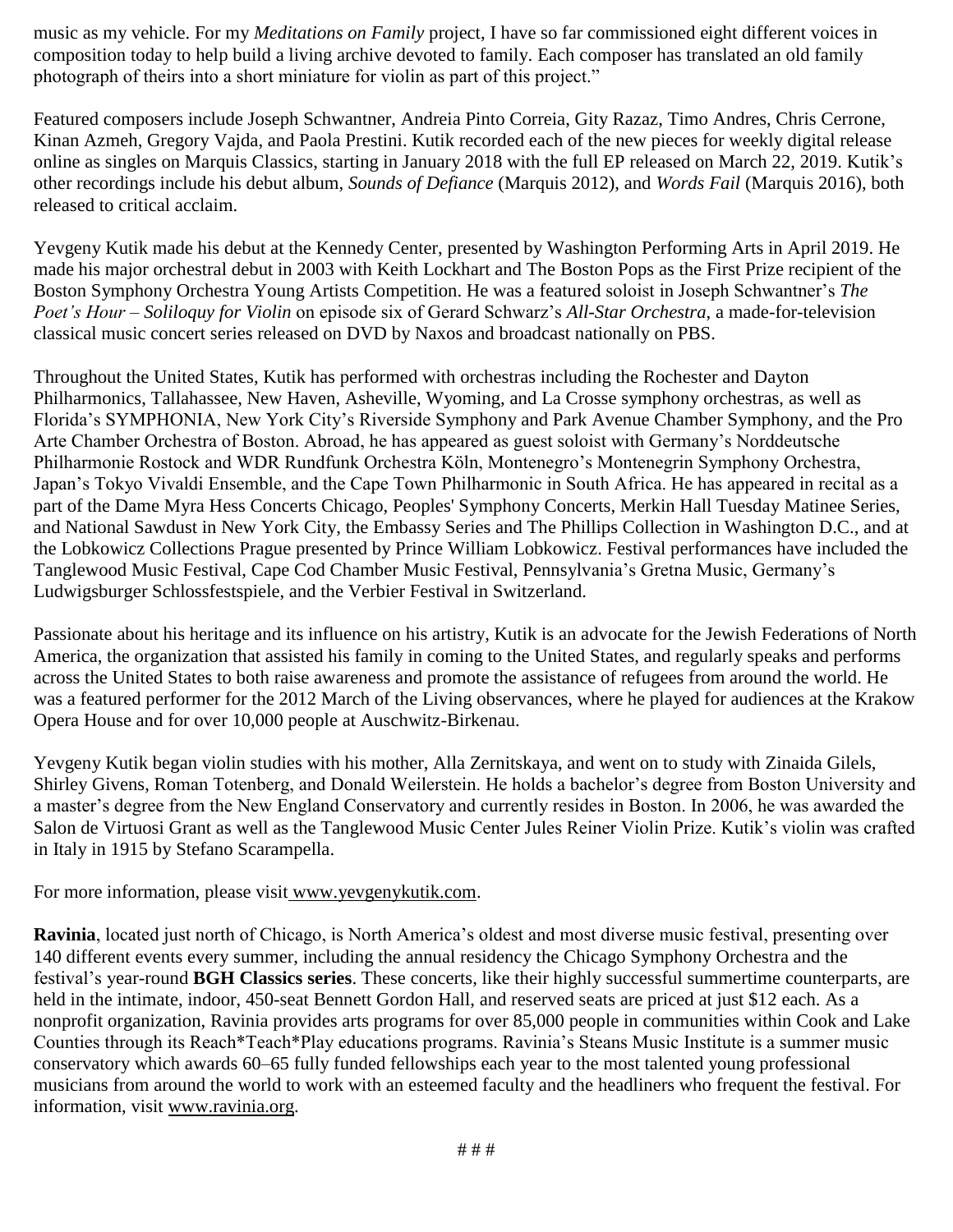music as my vehicle. For my *Meditations on Family* project, I have so far commissioned eight different voices in composition today to help build a living archive devoted to family. Each composer has translated an old family photograph of theirs into a short miniature for violin as part of this project."

Featured composers include Joseph Schwantner, Andreia Pinto Correia, Gity Razaz, Timo Andres, Chris Cerrone, Kinan Azmeh, Gregory Vajda, and Paola Prestini. Kutik recorded each of the new pieces for weekly digital release online as singles on Marquis Classics, starting in January 2018 with the full EP released on March 22, 2019. Kutik's other recordings include his debut album, *Sounds of Defiance* (Marquis 2012), and *Words Fail* (Marquis 2016), both released to critical acclaim.

Yevgeny Kutik made his debut at the Kennedy Center, presented by Washington Performing Arts in April 2019. He made his major orchestral debut in 2003 with Keith Lockhart and The Boston Pops as the First Prize recipient of the Boston Symphony Orchestra Young Artists Competition. He was a featured soloist in Joseph Schwantner's *The Poet's Hour – Soliloquy for Violin* on episode six of Gerard Schwarz's *All-Star Orchestra*, a made-for-television classical music concert series released on DVD by Naxos and broadcast nationally on PBS.

Throughout the United States, Kutik has performed with orchestras including the Rochester and Dayton Philharmonics, Tallahassee, New Haven, Asheville, Wyoming, and La Crosse symphony orchestras, as well as Florida's SYMPHONIA, New York City's Riverside Symphony and Park Avenue Chamber Symphony, and the Pro Arte Chamber Orchestra of Boston. Abroad, he has appeared as guest soloist with Germany's Norddeutsche Philharmonie Rostock and WDR Rundfunk Orchestra Köln, Montenegro's Montenegrin Symphony Orchestra, Japan's Tokyo Vivaldi Ensemble, and the Cape Town Philharmonic in South Africa. He has appeared in recital as a part of the Dame Myra Hess Concerts Chicago, Peoples' Symphony Concerts, Merkin Hall Tuesday Matinee Series, and National Sawdust in New York City, the Embassy Series and The Phillips Collection in Washington D.C., and at the Lobkowicz Collections Prague presented by Prince William Lobkowicz. Festival performances have included the Tanglewood Music Festival, Cape Cod Chamber Music Festival, Pennsylvania's Gretna Music, Germany's Ludwigsburger Schlossfestspiele, and the Verbier Festival in Switzerland.

Passionate about his heritage and its influence on his artistry, Kutik is an advocate for the Jewish Federations of North America, the organization that assisted his family in coming to the United States, and regularly speaks and performs across the United States to both raise awareness and promote the assistance of refugees from around the world. He was a featured performer for the 2012 March of the Living observances, where he played for audiences at the Krakow Opera House and for over 10,000 people at Auschwitz-Birkenau.

Yevgeny Kutik began violin studies with his mother, Alla Zernitskaya, and went on to study with Zinaida Gilels, Shirley Givens, Roman Totenberg, and Donald Weilerstein. He holds a bachelor's degree from Boston University and a master's degree from the New England Conservatory and currently resides in Boston. In 2006, he was awarded the Salon de Virtuosi Grant as well as the Tanglewood Music Center Jules Reiner Violin Prize. Kutik's violin was crafted in Italy in 1915 by Stefano Scarampella.

For more information, please visit www.yevgenykutik.com.

**Ravinia**, located just north of Chicago, is North America's oldest and most diverse music festival, presenting over 140 different events every summer, including the annual residency the Chicago Symphony Orchestra and the festival's year-round **BGH Classics series**. These concerts, like their highly successful summertime counterparts, are held in the intimate, indoor, 450-seat Bennett Gordon Hall, and reserved seats are priced at just $12 each. As a nonprofit organization, Ravinia provides arts programs for over 85,000 people in communities within Cook and Lake Counties through its Reach*Teach*Play educations programs. Ravinia's Steans Music Institute is a summer music conservatory which awards 60–65 fully funded fellowships each year to the most talented young professional musicians from around the world to work with an esteemed faculty and the headliners who frequent the festival. For information, visit www.ravinia.org.

# # #